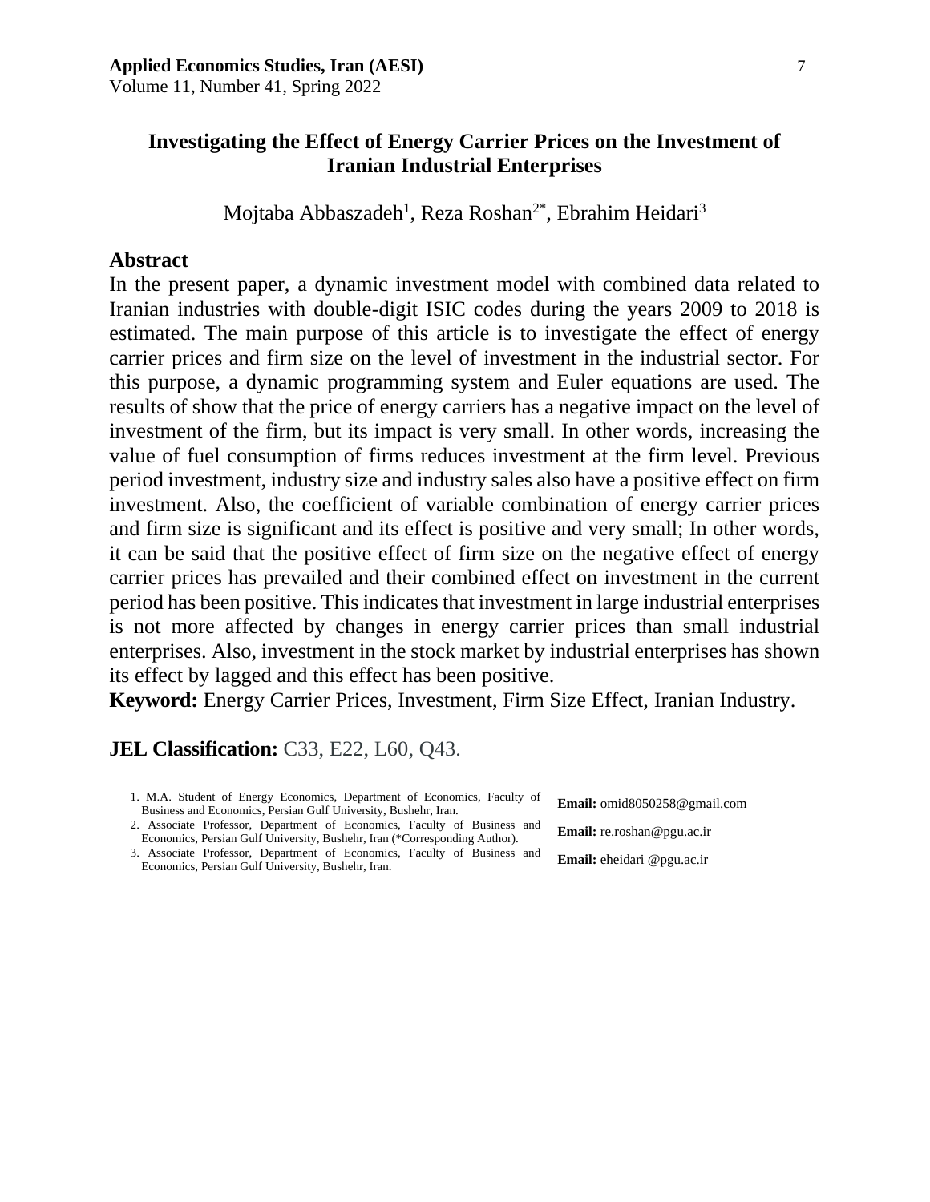# Investigating the Effect of Energy Carrier Prices on the Investment of Iranian Industrial Enterprises

Mojtaba Abbaszadeh[1], Reza Roshan[2*], Ebrahim Heidari[3]

## Abstract

In the present paper, a dynamic investment model with combined data related to Iranian industries with double-digit ISIC codes during the years 2009 to 2018 is estimated. The main purpose of this article is to investigate the effect of energy carrier prices and firm size on the level of investment in the industrial sector. For this purpose, a dynamic programming system and Euler equations are used. The results of show that the price of energy carriers has a negative impact on the level of investment of the firm, but its impact is very small. In other words, increasing the value of fuel consumption of firms reduces investment at the firm level. Previous period investment, industry size and industry sales also have a positive effect on firm investment. Also, the coefficient of variable combination of energy carrier prices and firm size is significant and its effect is positive and very small; In other words, it can be said that the positive effect of firm size on the negative effect of energy carrier prices has prevailed and their combined effect on investment in the current period has been positive. This indicates that investment in large industrial enterprises is not more affected by changes in energy carrier prices than small industrial enterprises. Also, investment in the stock market by industrial enterprises has shown its effect by lagged and this effect has been positive.

**Keyword:** Energy Carrier Prices, Investment, Firm Size Effect, Iranian Industry.

**JEL Classification:** C33, E22, L60, Q43.

---

1. M.A. Student of Energy Economics, Department of Economics, Faculty of Business and Economics, Persian Gulf University, Bushehr, Iran. **Email:** omid8050258@gmail.com
2. Associate Professor, Department of Economics, Faculty of Business and Economics, Persian Gulf University, Bushehr, Iran (*Corresponding Author). **Email:** re.roshan@pgu.ac.ir
3. Associate Professor, Department of Economics, Faculty of Business and Economics, Persian Gulf University, Bushehr, Iran. **Email:** eheidari @pgu.ac.ir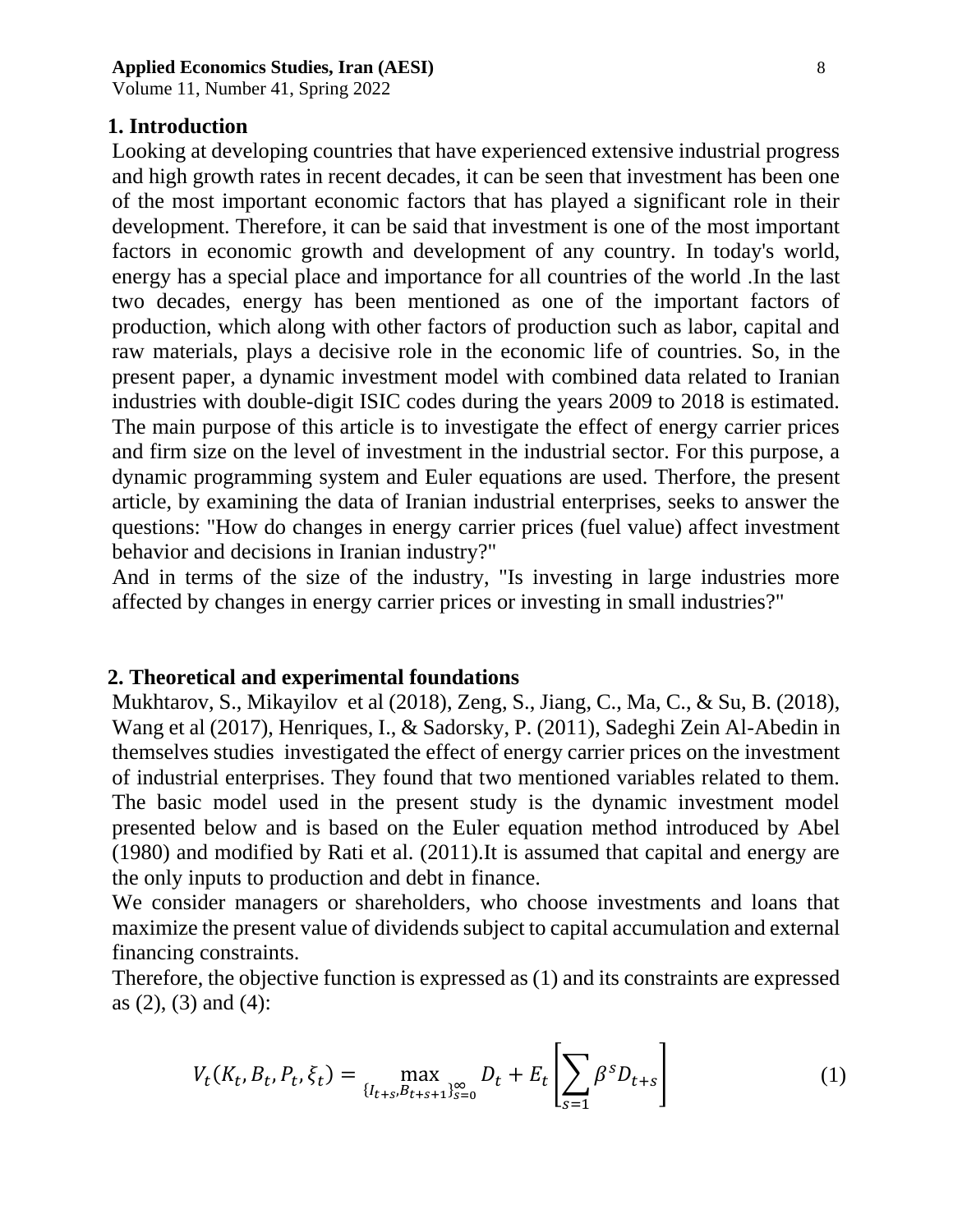## 1. Introduction

Looking at developing countries that have experienced extensive industrial progress and high growth rates in recent decades, it can be seen that investment has been one of the most important economic factors that has played a significant role in their development. Therefore, it can be said that investment is one of the most important factors in economic growth and development of any country. In today's world, energy has a special place and importance for all countries of the world .In the last two decades, energy has been mentioned as one of the important factors of production, which along with other factors of production such as labor, capital and raw materials, plays a decisive role in the economic life of countries. So, in the present paper, a dynamic investment model with combined data related to Iranian industries with double-digit ISIC codes during the years 2009 to 2018 is estimated. The main purpose of this article is to investigate the effect of energy carrier prices and firm size on the level of investment in the industrial sector. For this purpose, a dynamic programming system and Euler equations are used. Therfore, the present article, by examining the data of Iranian industrial enterprises, seeks to answer the questions: "How do changes in energy carrier prices (fuel value) affect investment behavior and decisions in Iranian industry?"

And in terms of the size of the industry, "Is investing in large industries more affected by changes in energy carrier prices or investing in small industries?"

## 2. Theoretical and experimental foundations

Mukhtarov, S., Mikayilov et al (2018), Zeng, S., Jiang, C., Ma, C., & Su, B. (2018), Wang et al (2017), Henriques, I., & Sadorsky, P. (2011), Sadeghi Zein Al-Abedin in themselves studies investigated the effect of energy carrier prices on the investment of industrial enterprises. They found that two mentioned variables related to them. The basic model used in the present study is the dynamic investment model presented below and is based on the Euler equation method introduced by Abel (1980) and modified by Rati et al. (2011).It is assumed that capital and energy are the only inputs to production and debt in finance.

We consider managers or shareholders, who choose investments and loans that maximize the present value of dividends subject to capital accumulation and external financing constraints.

Therefore, the objective function is expressed as (1) and its constraints are expressed as (2), (3) and (4):

$$V_t(K_t, B_t, P_t, \xi_t) = \max_{\{I_{t+s}, B_{t+s+1}\}_{s=0}^{\infty}} D_t + E_t\left[\sum_{s=1} \beta^s D_{t+s}\right] \tag{1}$$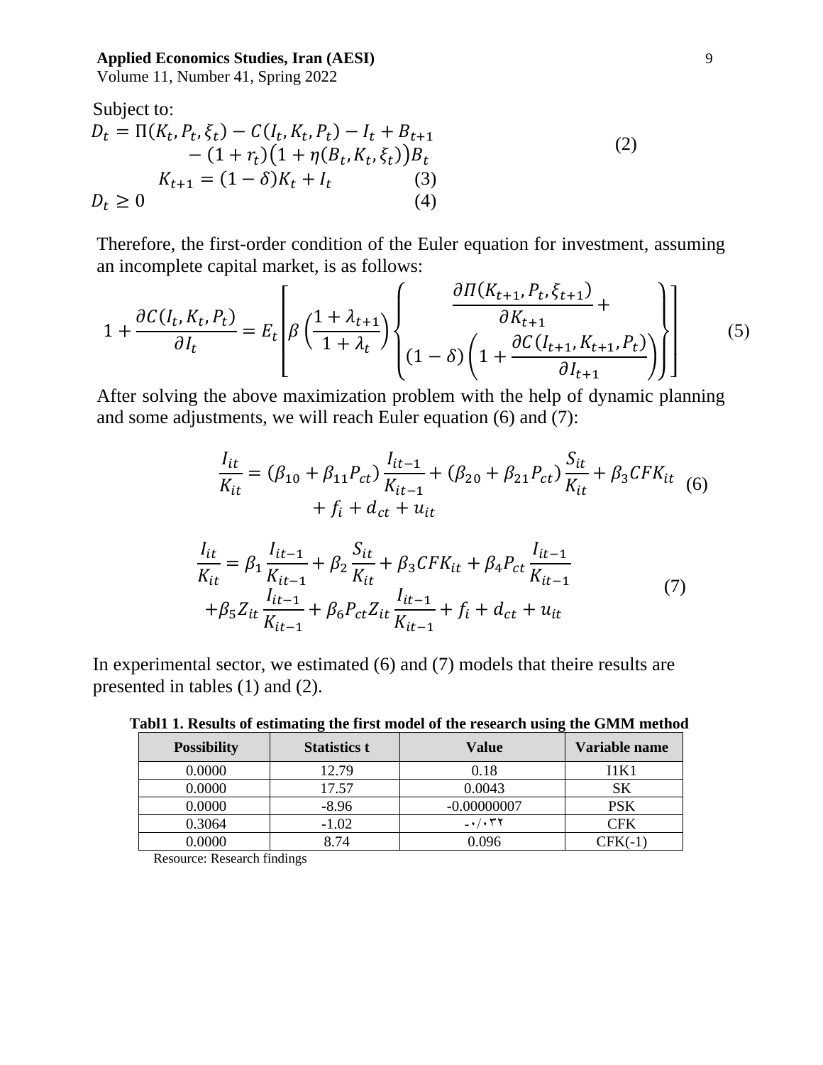Subject to:

$$D_t = \Pi(K_t, P_t, \xi_t) - C(I_t, K_t, P_t) - I_t + B_{t+1} - (1 + r_t)\big(1 + \eta(B_t, K_t, \xi_t)\big)B_t \tag{2}$$

$$K_{t+1} = (1 - \delta)K_t + I_t \tag{3}$$

$$D_t \geq 0 \tag{4}$$

Therefore, the first-order condition of the Euler equation for investment, assuming an incomplete capital market, is as follows:

$$1 + \frac{\partial C(I_t, K_t, P_t)}{\partial I_t} = E_t\left[\beta\left(\frac{1 + \lambda_{t+1}}{1 + \lambda_t}\right)\left\{\begin{array}{c}\dfrac{\partial \Pi(K_{t+1}, P_t, \xi_{t+1})}{\partial K_{t+1}} + \\ (1 - \delta)\left(1 + \dfrac{\partial C(I_{t+1}, K_{t+1}, P_t)}{\partial I_{t+1}}\right)\end{array}\right\}\right] \tag{5}$$

After solving the above maximization problem with the help of dynamic planning and some adjustments, we will reach Euler equation (6) and (7):

$$\frac{I_{it}}{K_{it}} = (\beta_{10} + \beta_{11}P_{ct})\frac{I_{it-1}}{K_{it-1}} + (\beta_{20} + \beta_{21}P_{ct})\frac{S_{it}}{K_{it}} + \beta_3 CFK_{it} + f_i + d_{ct} + u_{it} \tag{6}$$

$$\frac{I_{it}}{K_{it}} = \beta_1\frac{I_{it-1}}{K_{it-1}} + \beta_2\frac{S_{it}}{K_{it}} + \beta_3 CFK_{it} + \beta_4 P_{ct}\frac{I_{it-1}}{K_{it-1}} + \beta_5 Z_{it}\frac{I_{it-1}}{K_{it-1}} + \beta_6 P_{ct} Z_{it}\frac{I_{it-1}}{K_{it-1}} + f_i + d_{ct} + u_{it} \tag{7}$$

In experimental sector, we estimated (6) and (7) models that theire results are presented in tables (1) and (2).

**Tabl1 1. Results of estimating the first model of the research using the GMM method**

| Possibility | Statistics t | Value | Variable name |
|---|---|---|---|
| 0.0000 | 12.79 | 0.18 | I1K1 |
| 0.0000 | 17.57 | 0.0043 | SK |
| 0.0000 | -8.96 | -0.00000007 | PSK |
| 0.3064 | -1.02 | -۰/۰۳۲ | CFK |
| 0.0000 | 8.74 | 0.096 | CFK(-1) |

Resource: Research findings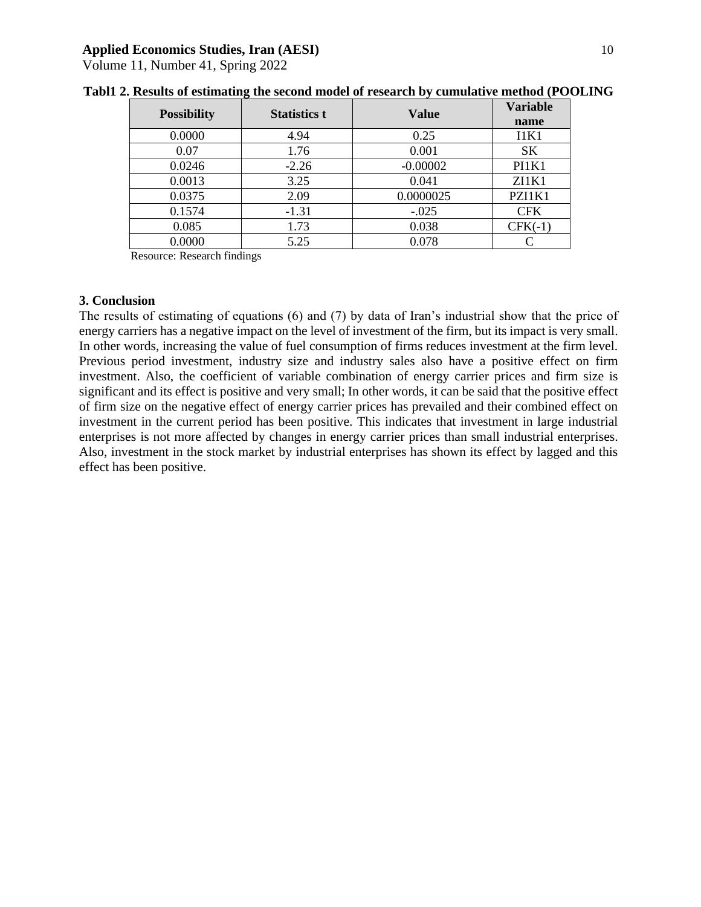**Tabl1 2. Results of estimating the second model of research by cumulative method (POOLING**

| Possibility | Statistics t | Value | Variable name |
|---|---|---|---|
| 0.0000 | 4.94 | 0.25 | I1K1 |
| 0.07 | 1.76 | 0.001 | SK |
| 0.0246 | -2.26 | -0.00002 | PI1K1 |
| 0.0013 | 3.25 | 0.041 | ZI1K1 |
| 0.0375 | 2.09 | 0.0000025 | PZI1K1 |
| 0.1574 | -1.31 | -.025 | CFK |
| 0.085 | 1.73 | 0.038 | CFK(-1) |
| 0.0000 | 5.25 | 0.078 | C |

Resource: Research findings

### 3. Conclusion

The results of estimating of equations (6) and (7) by data of Iran's industrial show that the price of energy carriers has a negative impact on the level of investment of the firm, but its impact is very small. In other words, increasing the value of fuel consumption of firms reduces investment at the firm level. Previous period investment, industry size and industry sales also have a positive effect on firm investment. Also, the coefficient of variable combination of energy carrier prices and firm size is significant and its effect is positive and very small; In other words, it can be said that the positive effect of firm size on the negative effect of energy carrier prices has prevailed and their combined effect on investment in the current period has been positive. This indicates that investment in large industrial enterprises is not more affected by changes in energy carrier prices than small industrial enterprises. Also, investment in the stock market by industrial enterprises has shown its effect by lagged and this effect has been positive.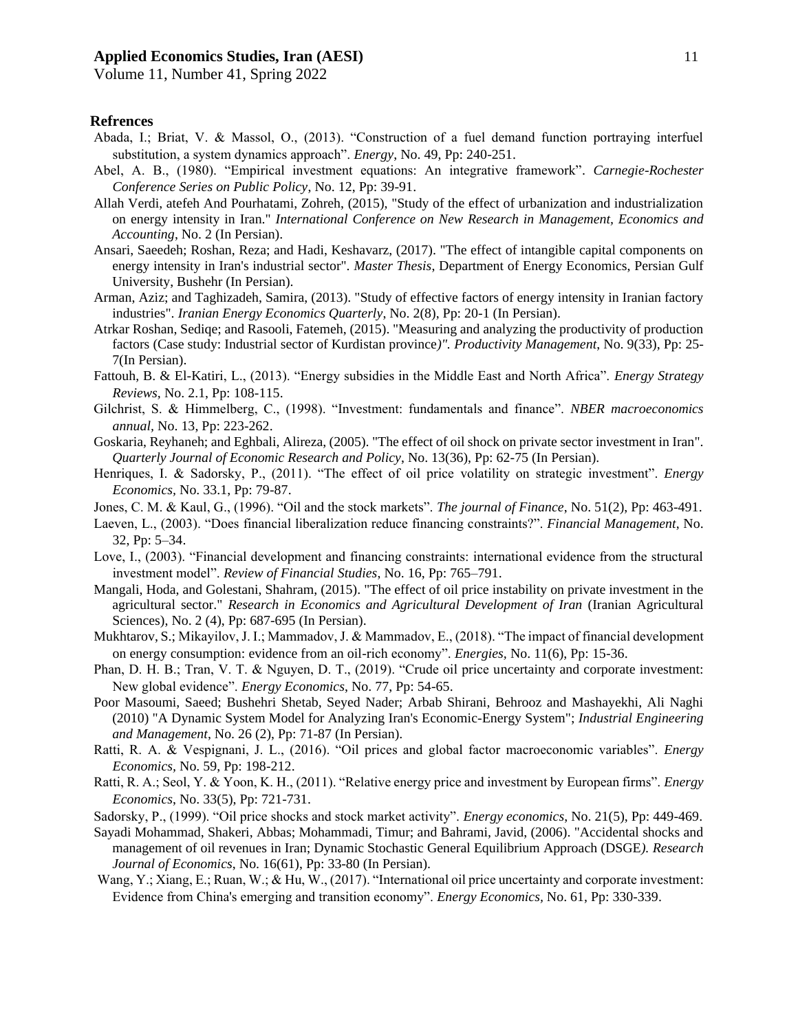### Refrences

Abada, I.; Briat, V. & Massol, O., (2013). "Construction of a fuel demand function portraying interfuel substitution, a system dynamics approach". *Energy,* No. 49, Pp: 240-251.

Abel, A. B., (1980). "Empirical investment equations: An integrative framework". *Carnegie-Rochester Conference Series on Public Policy,* No. 12, Pp: 39-91.

Allah Verdi, atefeh And Pourhatami, Zohreh, (2015), "Study of the effect of urbanization and industrialization on energy intensity in Iran." *International Conference on New Research in Management, Economics and Accounting*, No. 2 (In Persian).

Ansari, Saeedeh; Roshan, Reza; and Hadi, Keshavarz, (2017). "The effect of intangible capital components on energy intensity in Iran's industrial sector". *Master Thesis*, Department of Energy Economics, Persian Gulf University, Bushehr (In Persian).

Arman, Aziz; and Taghizadeh, Samira, (2013). "Study of effective factors of energy intensity in Iranian factory industries". *Iranian Energy Economics Quarterly*, No. 2(8), Pp: 20-1 (In Persian).

Atrkar Roshan, Sediqe; and Rasooli, Fatemeh, (2015). "Measuring and analyzing the productivity of production factors (Case study: Industrial sector of Kurdistan province*)". Productivity Management*, No. 9(33), Pp: 25-7(In Persian).

Fattouh, B. & El-Katiri, L., (2013). "Energy subsidies in the Middle East and North Africa". *Energy Strategy Reviews,* No. 2.1, Pp: 108-115.

Gilchrist, S. & Himmelberg, C., (1998). "Investment: fundamentals and finance". *NBER macroeconomics annual,* No. 13, Pp: 223-262.

Goskaria, Reyhaneh; and Eghbali, Alireza, (2005). "The effect of oil shock on private sector investment in Iran". *Quarterly Journal of Economic Research and Policy*, No. 13(36), Pp: 62-75 (In Persian).

Henriques, I. & Sadorsky, P., (2011). "The effect of oil price volatility on strategic investment". *Energy Economics,* No. 33.1, Pp: 79-87.

Jones, C. M. & Kaul, G., (1996). "Oil and the stock markets". *The journal of Finance*, No. 51(2), Pp: 463-491.

Laeven, L., (2003). "Does financial liberalization reduce financing constraints?". *Financial Management*, No. 32, Pp: 5–34.

Love, I., (2003). "Financial development and financing constraints: international evidence from the structural investment model". *Review of Financial Studies*, No. 16, Pp: 765–791.

Mangali, Hoda, and Golestani, Shahram, (2015). "The effect of oil price instability on private investment in the agricultural sector." *Research in Economics and Agricultural Development of Iran* (Iranian Agricultural Sciences), No. 2 (4), Pp: 687-695 (In Persian).

Mukhtarov, S.; Mikayilov, J. I.; Mammadov, J. & Mammadov, E., (2018). "The impact of financial development on energy consumption: evidence from an oil-rich economy". *Energies,* No. 11(6), Pp: 15-36.

Phan, D. H. B.; Tran, V. T. & Nguyen, D. T., (2019). "Crude oil price uncertainty and corporate investment: New global evidence". *Energy Economics*, No. 77, Pp: 54-65.

Poor Masoumi, Saeed; Bushehri Shetab, Seyed Nader; Arbab Shirani, Behrooz and Mashayekhi, Ali Naghi (2010) "A Dynamic System Model for Analyzing Iran's Economic-Energy System"; *Industrial Engineering and Management*, No. 26 (2), Pp: 71-87 (In Persian).

Ratti, R. A. & Vespignani, J. L., (2016). "Oil prices and global factor macroeconomic variables". *Energy Economics,* No. 59, Pp: 198-212.

Ratti, R. A.; Seol, Y. & Yoon, K. H., (2011). "Relative energy price and investment by European firms". *Energy Economics*, No. 33(5), Pp: 721-731.

Sadorsky, P., (1999). "Oil price shocks and stock market activity". *Energy economics*, No. 21(5), Pp: 449-469.

Sayadi Mohammad, Shakeri, Abbas; Mohammadi, Timur; and Bahrami, Javid, (2006). "Accidental shocks and management of oil revenues in Iran; Dynamic Stochastic General Equilibrium Approach (DSGE*). Research Journal of Economics*, No. 16(61), Pp: 33-80 (In Persian).

Wang, Y.; Xiang, E.; Ruan, W.; & Hu, W., (2017). "International oil price uncertainty and corporate investment: Evidence from China's emerging and transition economy". *Energy Economics*, No. 61, Pp: 330-339.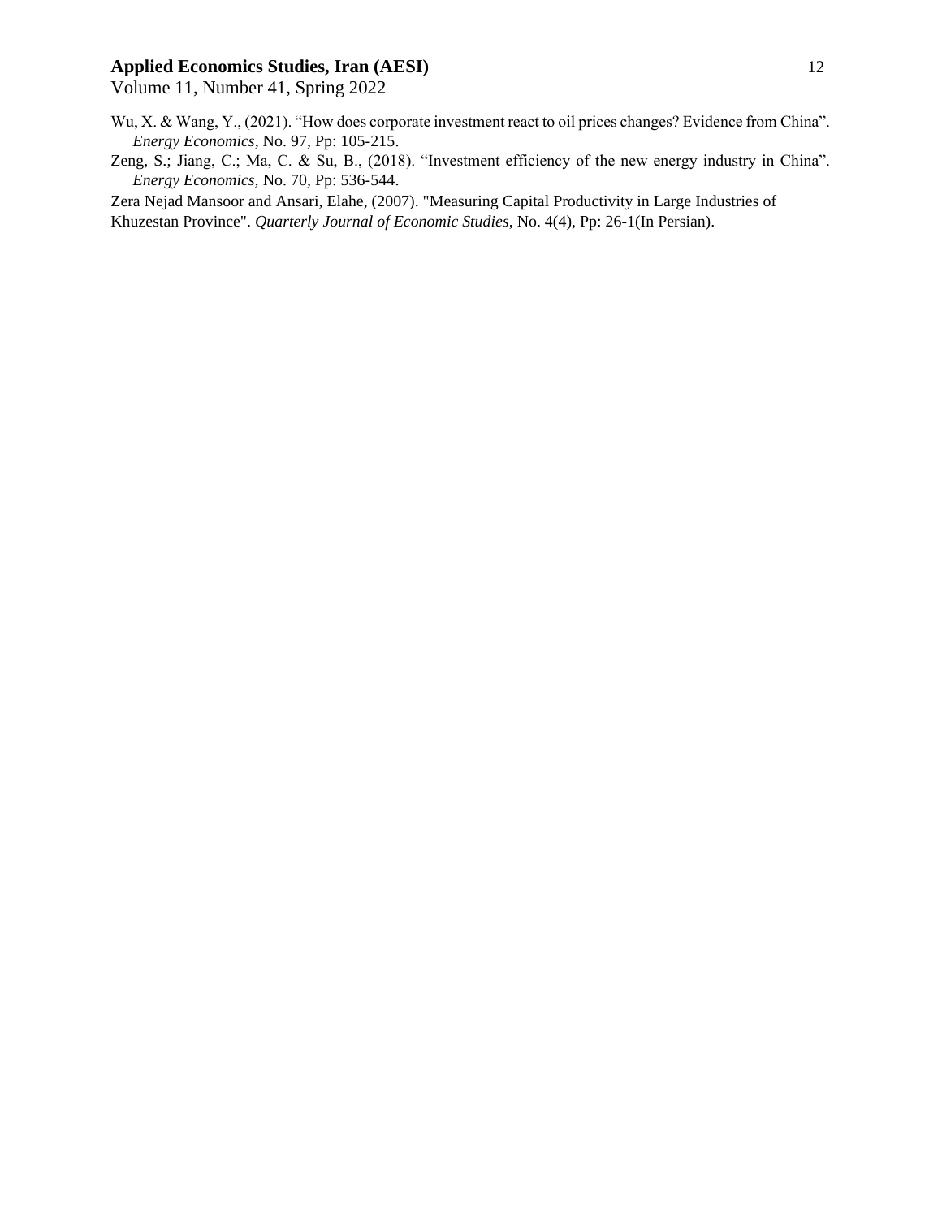Wu, X. & Wang, Y., (2021). “How does corporate investment react to oil prices changes? Evidence from China”. *Energy Economics*, No. 97, Pp: 105-215.

Zeng, S.; Jiang, C.; Ma, C. & Su, B., (2018). “Investment efficiency of the new energy industry in China”. *Energy Economics,* No. 70, Pp: 536-544.

Zera Nejad Mansoor and Ansari, Elahe, (2007). "Measuring Capital Productivity in Large Industries of Khuzestan Province". *Quarterly Journal of Economic Studies*, No. 4(4), Pp: 26-1(In Persian).